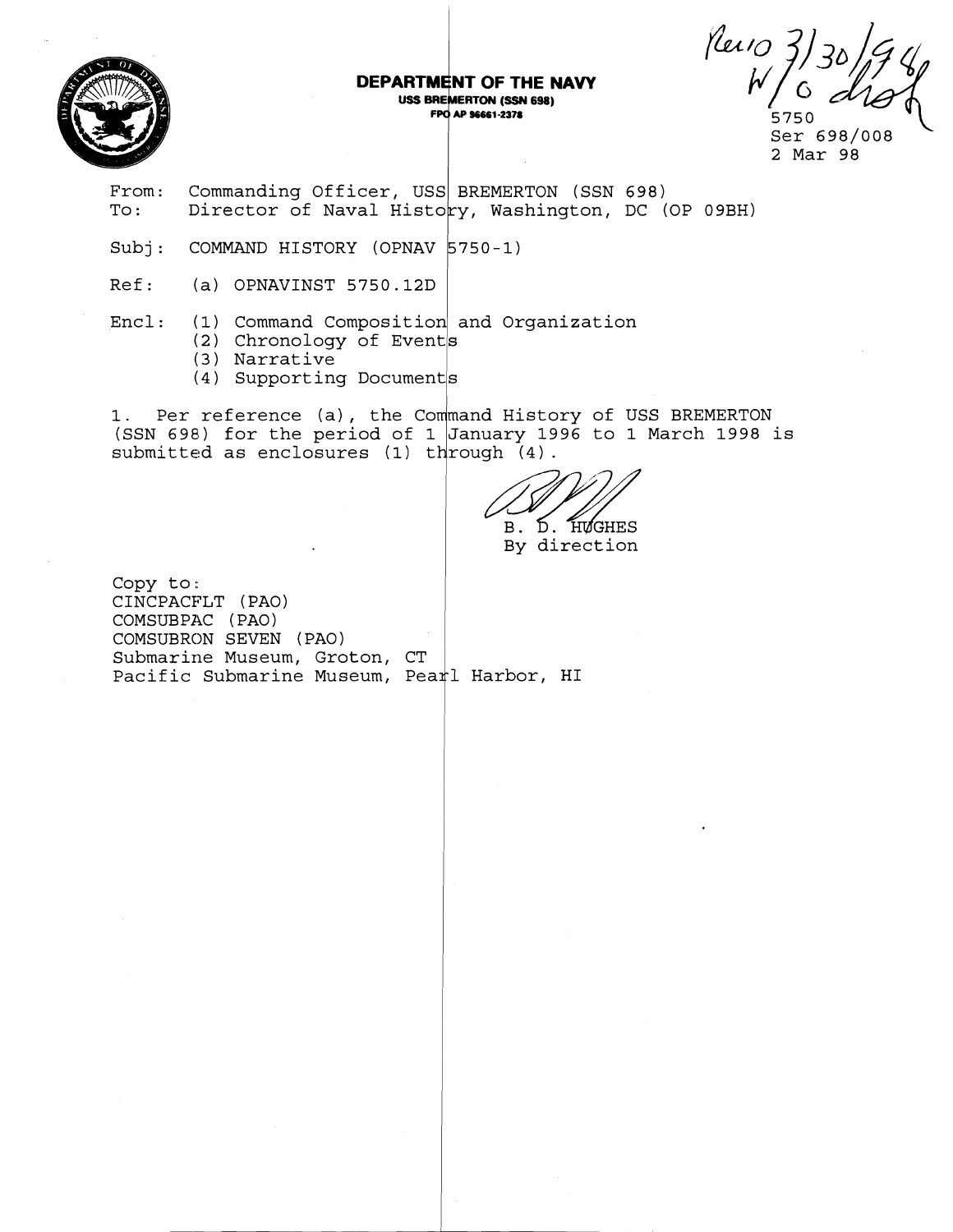**DEPARTMENT OF THE NAVY**
**USS BREMERTON (SSN 698)**
**FPO AP 96661-2378**

Rec'd 3/30/98
W/O dist

5750
Ser 698/008
2 Mar 98

From: Commanding Officer, USS BREMERTON (SSN 698)
To: Director of Naval History, Washington, DC (OP 09BH)

Subj: COMMAND HISTORY (OPNAV 5750-1)

Ref: (a) OPNAVINST 5750.12D

Encl: (1) Command Composition and Organization
(2) Chronology of Events
(3) Narrative
(4) Supporting Documents

1. Per reference (a), the Command History of USS BREMERTON (SSN 698) for the period of 1 January 1996 to 1 March 1998 is submitted as enclosures (1) through (4).

B. D. HUGHES
By direction

Copy to:
CINCPACFLT (PAO)
COMSUBPAC (PAO)
COMSUBRON SEVEN (PAO)
Submarine Museum, Groton, CT
Pacific Submarine Museum, Pearl Harbor, HI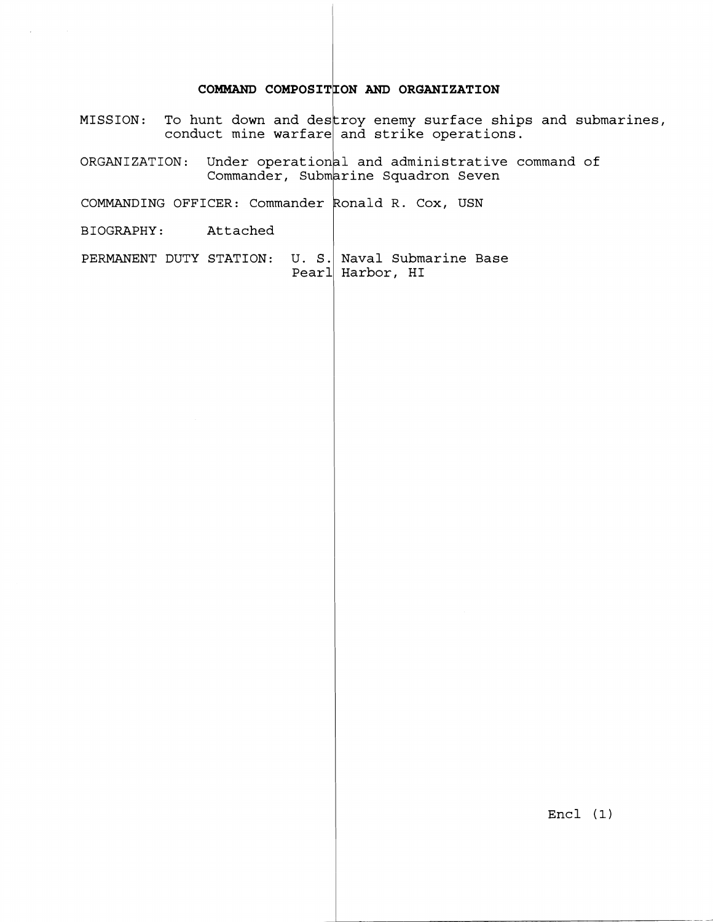## COMMAND COMPOSITION AND ORGANIZATION

MISSION: To hunt down and destroy enemy surface ships and submarines, conduct mine warfare and strike operations.

ORGANIZATION: Under operational and administrative command of Commander, Submarine Squadron Seven

COMMANDING OFFICER: Commander Ronald R. Cox, USN

BIOGRAPHY: Attached

PERMANENT DUTY STATION: U. S. Naval Submarine Base
Pearl Harbor, HI

Encl (1)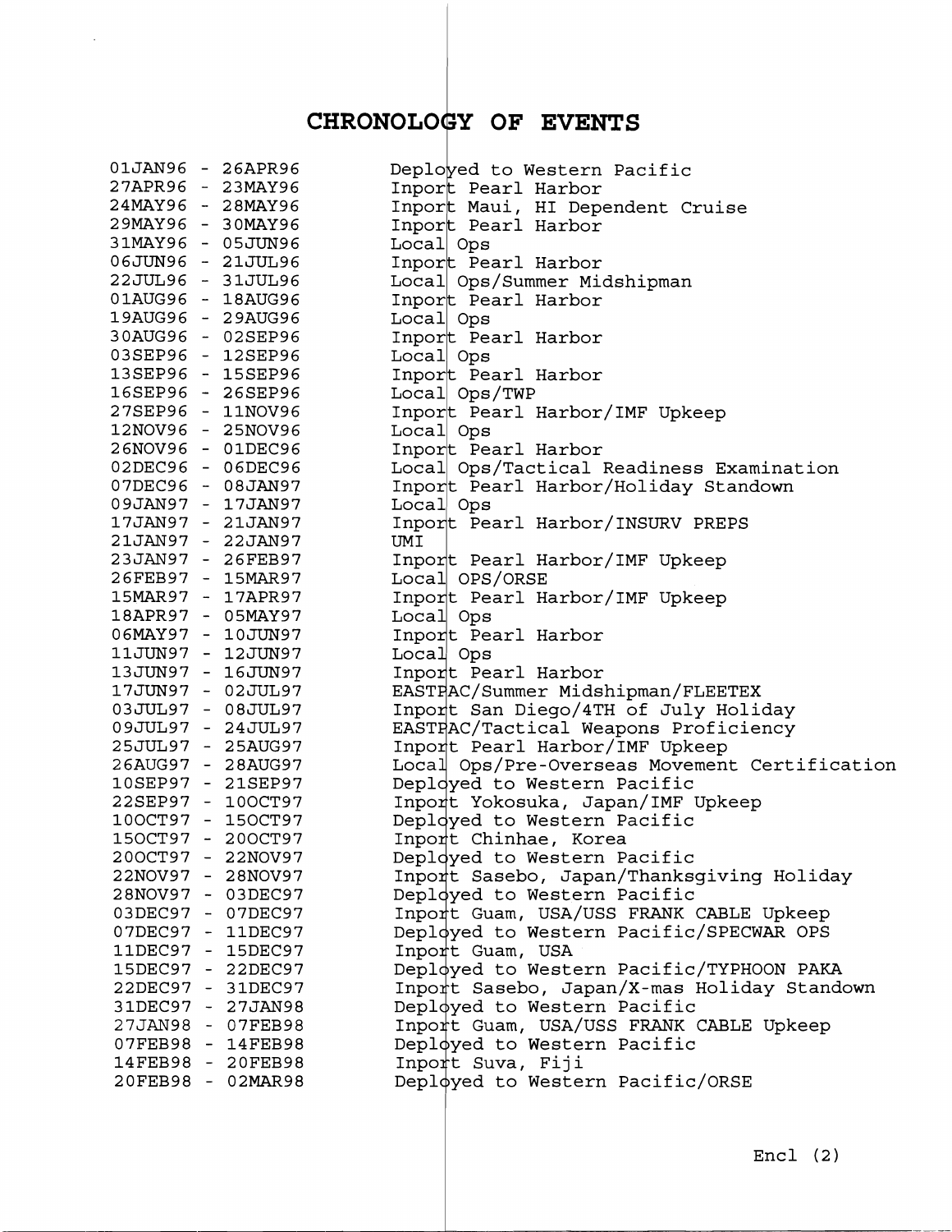# CHRONOLOGY OF EVENTS

| | |
|---|---|
| 01JAN96 - 26APR96 | Deployed to Western Pacific |
| 27APR96 - 23MAY96 | Inport Pearl Harbor |
| 24MAY96 - 28MAY96 | Inport Maui, HI Dependent Cruise |
| 29MAY96 - 30MAY96 | Inport Pearl Harbor |
| 31MAY96 - 05JUN96 | Local Ops |
| 06JUN96 - 21JUL96 | Inport Pearl Harbor |
| 22JUL96 - 31JUL96 | Local Ops/Summer Midshipman |
| 01AUG96 - 18AUG96 | Inport Pearl Harbor |
| 19AUG96 - 29AUG96 | Local Ops |
| 30AUG96 - 02SEP96 | Inport Pearl Harbor |
| 03SEP96 - 12SEP96 | Local Ops |
| 13SEP96 - 15SEP96 | Inport Pearl Harbor |
| 16SEP96 - 26SEP96 | Local Ops/TWP |
| 27SEP96 - 11NOV96 | Inport Pearl Harbor/IMF Upkeep |
| 12NOV96 - 25NOV96 | Local Ops |
| 26NOV96 - 01DEC96 | Inport Pearl Harbor |
| 02DEC96 - 06DEC96 | Local Ops/Tactical Readiness Examination |
| 07DEC96 - 08JAN97 | Inport Pearl Harbor/Holiday Standown |
| 09JAN97 - 17JAN97 | Local Ops |
| 17JAN97 - 21JAN97 | Inport Pearl Harbor/INSURV PREPS |
| 21JAN97 - 22JAN97 | UMI |
| 23JAN97 - 26FEB97 | Inport Pearl Harbor/IMF Upkeep |
| 26FEB97 - 15MAR97 | Local OPS/ORSE |
| 15MAR97 - 17APR97 | Inport Pearl Harbor/IMF Upkeep |
| 18APR97 - 05MAY97 | Local Ops |
| 06MAY97 - 10JUN97 | Inport Pearl Harbor |
| 11JUN97 - 12JUN97 | Local Ops |
| 13JUN97 - 16JUN97 | Inport Pearl Harbor |
| 17JUN97 - 02JUL97 | EASTPAC/Summer Midshipman/FLEETEX |
| 03JUL97 - 08JUL97 | Inport San Diego/4TH of July Holiday |
| 09JUL97 - 24JUL97 | EASTPAC/Tactical Weapons Proficiency |
| 25JUL97 - 25AUG97 | Inport Pearl Harbor/IMF Upkeep |
| 26AUG97 - 28AUG97 | Local Ops/Pre-Overseas Movement Certification |
| 10SEP97 - 21SEP97 | Deployed to Western Pacific |
| 22SEP97 - 10OCT97 | Inport Yokosuka, Japan/IMF Upkeep |
| 10OCT97 - 15OCT97 | Deployed to Western Pacific |
| 15OCT97 - 20OCT97 | Inport Chinhae, Korea |
| 20OCT97 - 22NOV97 | Deployed to Western Pacific |
| 22NOV97 - 28NOV97 | Inport Sasebo, Japan/Thanksgiving Holiday |
| 28NOV97 - 03DEC97 | Deployed to Western Pacific |
| 03DEC97 - 07DEC97 | Inport Guam, USA/USS FRANK CABLE Upkeep |
| 07DEC97 - 11DEC97 | Deployed to Western Pacific/SPECWAR OPS |
| 11DEC97 - 15DEC97 | Inport Guam, USA |
| 15DEC97 - 22DEC97 | Deployed to Western Pacific/TYPHOON PAKA |
| 22DEC97 - 31DEC97 | Inport Sasebo, Japan/X-mas Holiday Standown |
| 31DEC97 - 27JAN98 | Deployed to Western Pacific |
| 27JAN98 - 07FEB98 | Inport Guam, USA/USS FRANK CABLE Upkeep |
| 07FEB98 - 14FEB98 | Deployed to Western Pacific |
| 14FEB98 - 20FEB98 | Inport Suva, Fiji |
| 20FEB98 - 02MAR98 | Deployed to Western Pacific/ORSE |

Encl (2)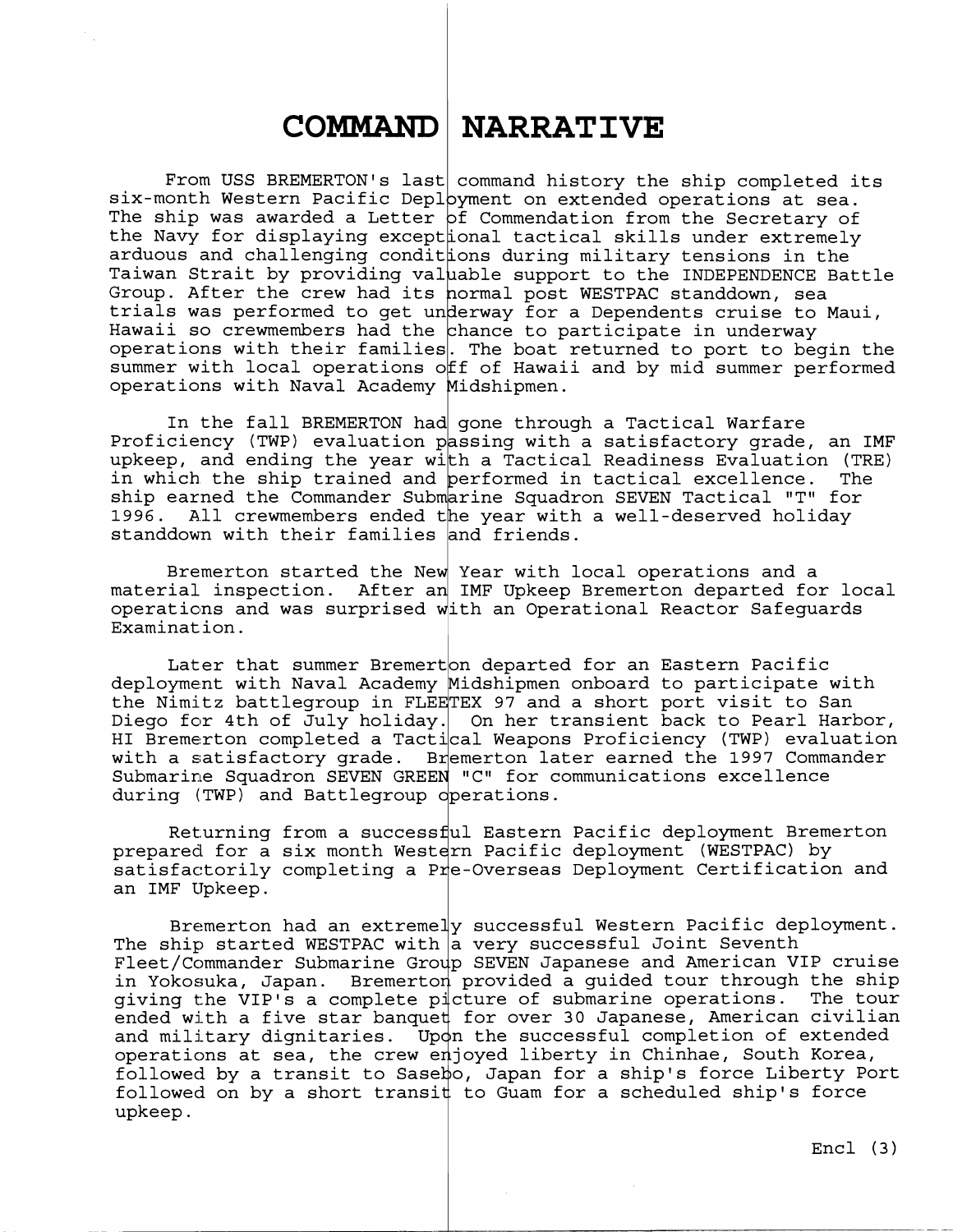# COMMAND NARRATIVE

From USS BREMERTON's last command history the ship completed its six-month Western Pacific Deployment on extended operations at sea. The ship was awarded a Letter of Commendation from the Secretary of the Navy for displaying exceptional tactical skills under extremely arduous and challenging conditions during military tensions in the Taiwan Strait by providing valuable support to the INDEPENDENCE Battle Group. After the crew had its normal post WESTPAC standdown, sea trials was performed to get underway for a Dependents cruise to Maui, Hawaii so crewmembers had the chance to participate in underway operations with their families. The boat returned to port to begin the summer with local operations off of Hawaii and by mid summer performed operations with Naval Academy Midshipmen.

In the fall BREMERTON had gone through a Tactical Warfare Proficiency (TWP) evaluation passing with a satisfactory grade, an IMF upkeep, and ending the year with a Tactical Readiness Evaluation (TRE) in which the ship trained and performed in tactical excellence. The ship earned the Commander Submarine Squadron SEVEN Tactical "T" for 1996. All crewmembers ended the year with a well-deserved holiday standdown with their families and friends.

Bremerton started the New Year with local operations and a material inspection. After an IMF Upkeep Bremerton departed for local operations and was surprised with an Operational Reactor Safeguards Examination.

Later that summer Bremerton departed for an Eastern Pacific deployment with Naval Academy Midshipmen onboard to participate with the Nimitz battlegroup in FLEETEX 97 and a short port visit to San Diego for 4th of July holiday. On her transient back to Pearl Harbor, HI Bremerton completed a Tactical Weapons Proficiency (TWP) evaluation with a satisfactory grade. Bremerton later earned the 1997 Commander Submarine Squadron SEVEN GREEN "C" for communications excellence during (TWP) and Battlegroup operations.

Returning from a successful Eastern Pacific deployment Bremerton prepared for a six month Western Pacific deployment (WESTPAC) by satisfactorily completing a Pre-Overseas Deployment Certification and an IMF Upkeep.

Bremerton had an extremely successful Western Pacific deployment. The ship started WESTPAC with a very successful Joint Seventh Fleet/Commander Submarine Group SEVEN Japanese and American VIP cruise in Yokosuka, Japan. Bremerton provided a guided tour through the ship giving the VIP's a complete picture of submarine operations. The tour ended with a five star banquet for over 30 Japanese, American civilian and military dignitaries. Upon the successful completion of extended operations at sea, the crew enjoyed liberty in Chinhae, South Korea, followed by a transit to Sasebo, Japan for a ship's force Liberty Port followed on by a short transit to Guam for a scheduled ship's force upkeep.

Encl (3)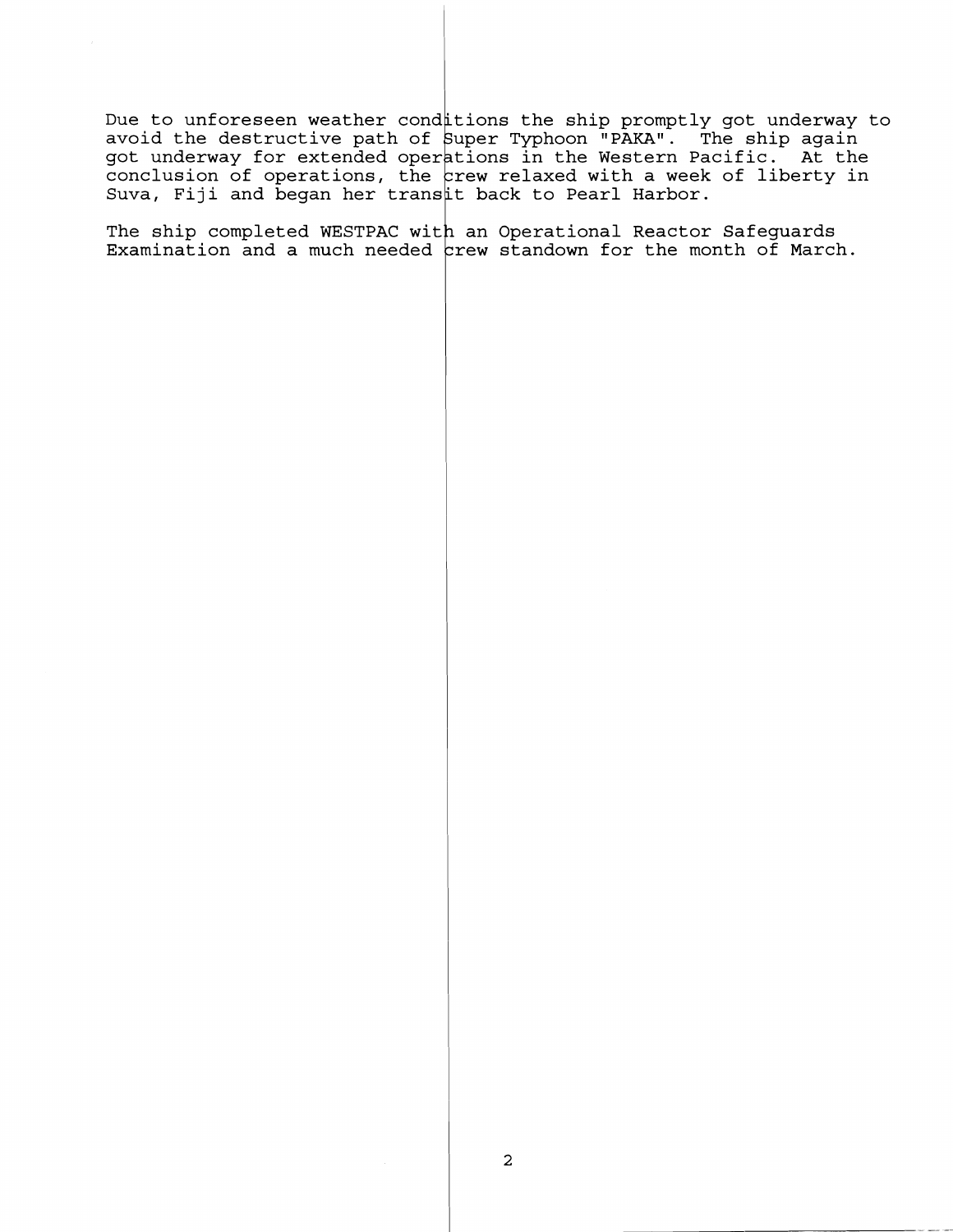Due to unforeseen weather conditions the ship promptly got underway to avoid the destructive path of Super Typhoon "PAKA". The ship again got underway for extended operations in the Western Pacific. At the conclusion of operations, the crew relaxed with a week of liberty in Suva, Fiji and began her transit back to Pearl Harbor.

The ship completed WESTPAC with an Operational Reactor Safeguards Examination and a much needed crew standown for the month of March.